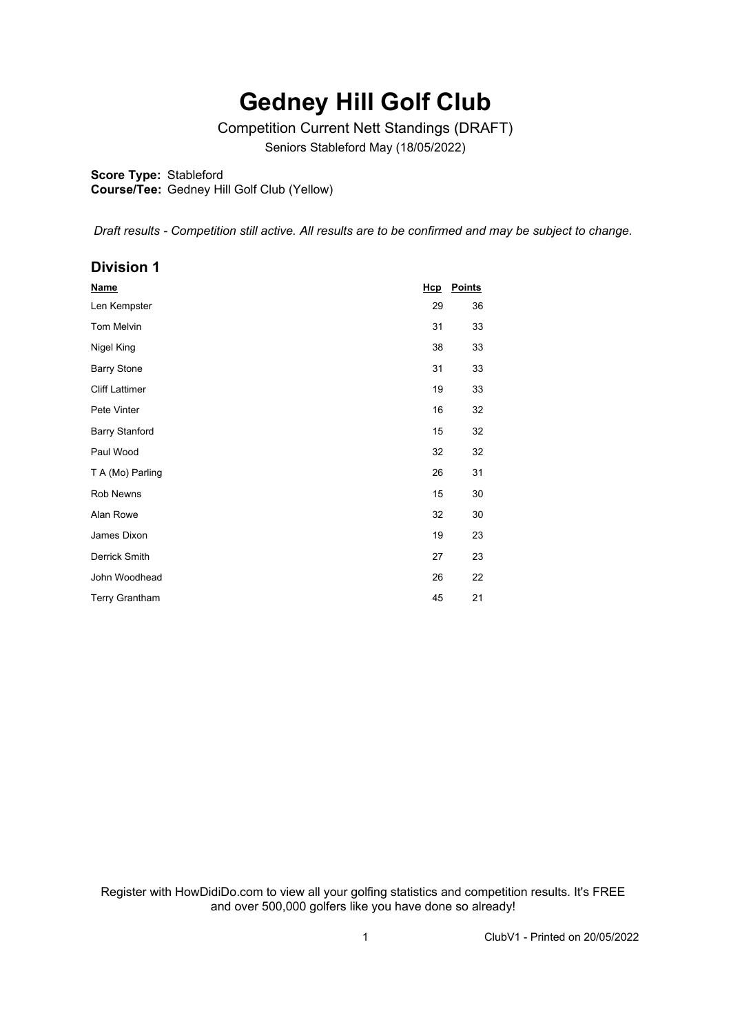# Gedney Hill Golf Club

Competition Current Nett Standings (DRAFT)

Seniors Stableford May (18/05/2022)

**Score Type:** Stableford
**Course/Tee:** Gedney Hill Golf Club (Yellow)

*Draft results - Competition still active. All results are to be confirmed and may be subject to change.*

## Division 1

| Name | Hcp | Points |
|---|---|---|
| Len Kempster | 29 | 36 |
| Tom Melvin | 31 | 33 |
| Nigel King | 38 | 33 |
| Barry Stone | 31 | 33 |
| Cliff Lattimer | 19 | 33 |
| Pete Vinter | 16 | 32 |
| Barry Stanford | 15 | 32 |
| Paul Wood | 32 | 32 |
| T A (Mo) Parling | 26 | 31 |
| Rob Newns | 15 | 30 |
| Alan Rowe | 32 | 30 |
| James Dixon | 19 | 23 |
| Derrick Smith | 27 | 23 |
| John Woodhead | 26 | 22 |
| Terry Grantham | 45 | 21 |

Register with HowDidiDo.com to view all your golfing statistics and competition results. It's FREE and over 500,000 golfers like you have done so already!

ClubV1 - Printed on 20/05/2022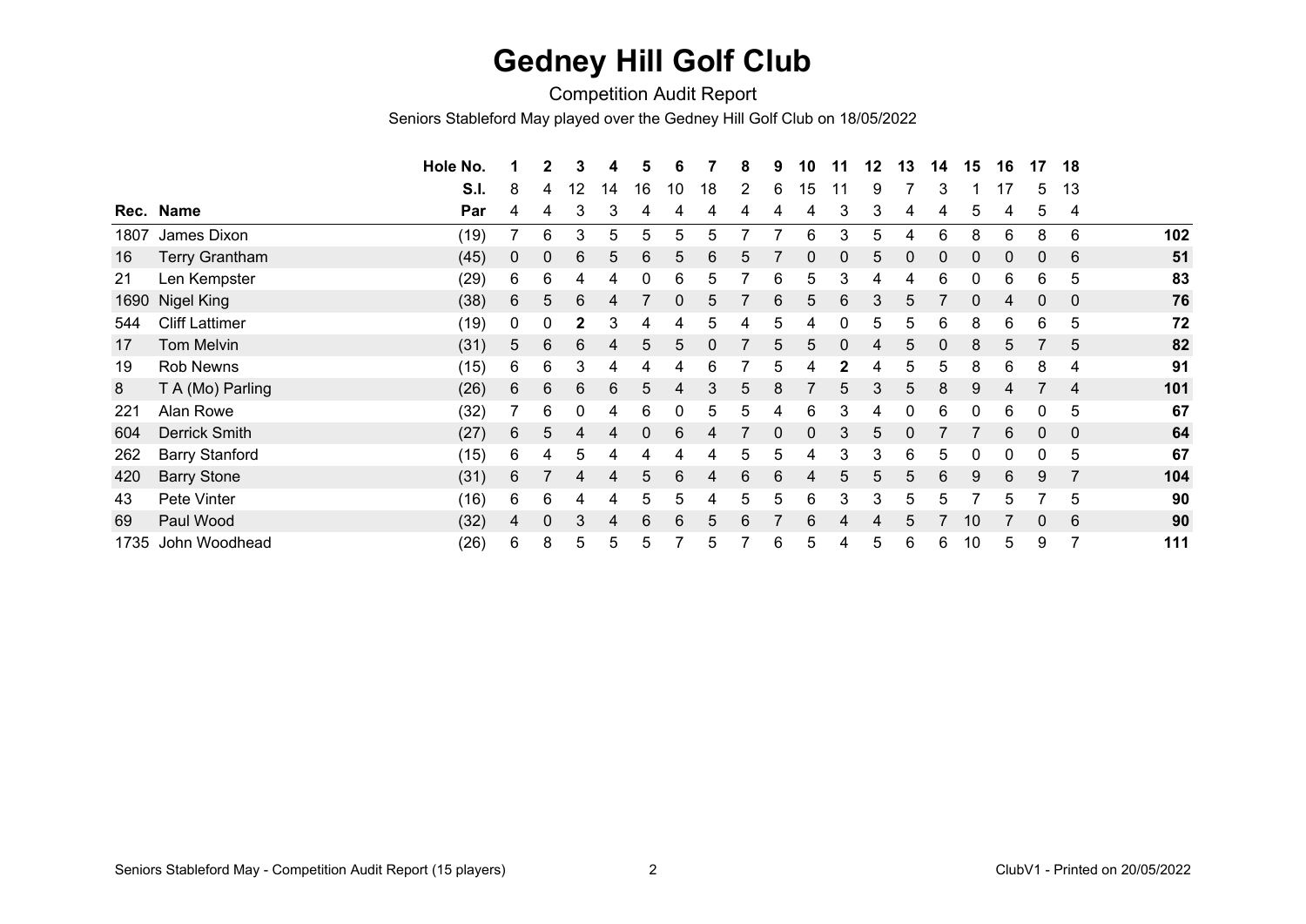// Gedney Hill Golf Club

Competition Audit Report

Seniors Stableford May played over the Gedney Hill Golf Club on 18/05/2022

| | | Hole No. | 1 | 2 | 3 | 4 | 5 | 6 | 7 | 8 | 9 | 10 | 11 | 12 | 13 | 14 | 15 | 16 | 17 | 18 | |
|---|---|---|---|---|---|---|---|---|---|---|---|---|---|---|---|---|---|---|---|---|---|
| | | S.I. | 8 | 4 | 12 | 14 | 16 | 10 | 18 | 2 | 6 | 15 | 11 | 9 | 7 | 3 | 1 | 17 | 5 | 13 | |
| Rec. | Name | Par | 4 | 4 | 3 | 3 | 4 | 4 | 4 | 4 | 4 | 4 | 3 | 3 | 4 | 4 | 5 | 4 | 5 | 4 | |
| 1807 | James Dixon | (19) | 7 | 6 | 3 | 5 | 5 | 5 | 5 | 7 | 7 | 6 | 3 | 5 | 4 | 6 | 8 | 6 | 8 | 6 | **102** |
| 16 | Terry Grantham | (45) | 0 | 0 | 6 | 5 | 6 | 5 | 6 | 5 | 7 | 0 | 0 | 5 | 0 | 0 | 0 | 0 | 0 | 6 | **51** |
| 21 | Len Kempster | (29) | 6 | 6 | 4 | 4 | 0 | 6 | 5 | 7 | 6 | 5 | 3 | 4 | 4 | 6 | 0 | 6 | 6 | 5 | **83** |
| 1690 | Nigel King | (38) | 6 | 5 | 6 | 4 | 7 | 0 | 5 | 7 | 6 | 5 | 6 | 3 | 5 | 7 | 0 | 4 | 0 | 0 | **76** |
| 544 | Cliff Lattimer | (19) | 0 | 0 | **2** | 3 | 4 | 4 | 5 | 4 | 5 | 4 | 0 | 5 | 5 | 6 | 8 | 6 | 6 | 5 | **72** |
| 17 | Tom Melvin | (31) | 5 | 6 | 6 | 4 | 5 | 5 | 0 | 7 | 5 | 5 | 0 | 4 | 5 | 0 | 8 | 5 | 7 | 5 | **82** |
| 19 | Rob Newns | (15) | 6 | 6 | 3 | 4 | 4 | 4 | 6 | 7 | 5 | 4 | **2** | 4 | 5 | 5 | 8 | 6 | 8 | 4 | **91** |
| 8 | T A (Mo) Parling | (26) | 6 | 6 | 6 | 6 | 5 | 4 | 3 | 5 | 8 | 7 | 5 | 3 | 5 | 8 | 9 | 4 | 7 | 4 | **101** |
| 221 | Alan Rowe | (32) | 7 | 6 | 0 | 4 | 6 | 0 | 5 | 5 | 4 | 6 | 3 | 4 | 0 | 6 | 0 | 6 | 0 | 5 | **67** |
| 604 | Derrick Smith | (27) | 6 | 5 | 4 | 4 | 0 | 6 | 4 | 7 | 0 | 0 | 3 | 5 | 0 | 7 | 7 | 6 | 0 | 0 | **64** |
| 262 | Barry Stanford | (15) | 6 | 4 | 5 | 4 | 4 | 4 | 4 | 5 | 5 | 4 | 3 | 3 | 6 | 5 | 0 | 0 | 0 | 5 | **67** |
| 420 | Barry Stone | (31) | 6 | 7 | 4 | 4 | 5 | 6 | 4 | 6 | 6 | 4 | 5 | 5 | 5 | 6 | 9 | 6 | 9 | 7 | **104** |
| 43 | Pete Vinter | (16) | 6 | 6 | 4 | 4 | 5 | 5 | 4 | 5 | 5 | 6 | 3 | 3 | 5 | 5 | 7 | 5 | 7 | 5 | **90** |
| 69 | Paul Wood | (32) | 4 | 0 | 3 | 4 | 6 | 6 | 5 | 6 | 7 | 6 | 4 | 4 | 5 | 7 | 10 | 7 | 0 | 6 | **90** |
| 1735 | John Woodhead | (26) | 6 | 8 | 5 | 5 | 5 | 7 | 5 | 7 | 6 | 5 | 4 | 5 | 6 | 6 | 10 | 5 | 9 | 7 | **111** |

Seniors Stableford May - Competition Audit Report (15 players)

ClubV1 - Printed on 20/05/2022